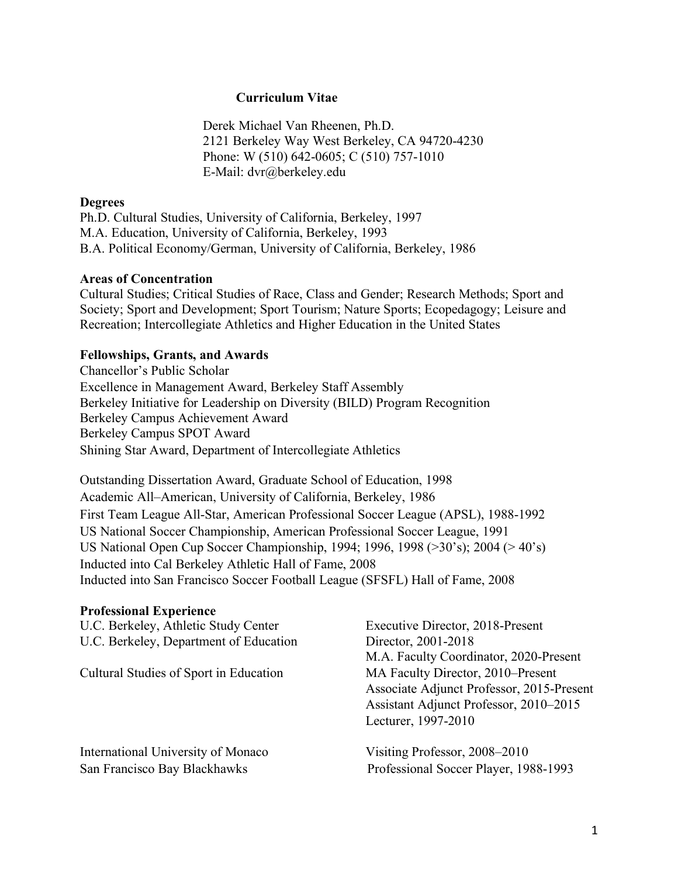# Curriculum Vitae

Derek Michael Van Rheenen, Ph.D.
2121 Berkeley Way West Berkeley, CA 94720-4230
Phone: W (510) 642-0605; C (510) 757-1010
E-Mail: dvr@berkeley.edu

## Degrees

Ph.D. Cultural Studies, University of California, Berkeley, 1997
M.A. Education, University of California, Berkeley, 1993
B.A. Political Economy/German, University of California, Berkeley, 1986

## Areas of Concentration

Cultural Studies; Critical Studies of Race, Class and Gender; Research Methods; Sport and Society; Sport and Development; Sport Tourism; Nature Sports; Ecopedagogy; Leisure and Recreation; Intercollegiate Athletics and Higher Education in the United States

## Fellowships, Grants, and Awards

Chancellor's Public Scholar
Excellence in Management Award, Berkeley Staff Assembly
Berkeley Initiative for Leadership on Diversity (BILD) Program Recognition
Berkeley Campus Achievement Award
Berkeley Campus SPOT Award
Shining Star Award, Department of Intercollegiate Athletics

Outstanding Dissertation Award, Graduate School of Education, 1998
Academic All–American, University of California, Berkeley, 1986
First Team League All-Star, American Professional Soccer League (APSL), 1988-1992
US National Soccer Championship, American Professional Soccer League, 1991
US National Open Cup Soccer Championship, 1994; 1996, 1998 (>30's); 2004 (> 40's)
Inducted into Cal Berkeley Athletic Hall of Fame, 2008
Inducted into San Francisco Soccer Football League (SFSFL) Hall of Fame, 2008

## Professional Experience

| | |
|---|---|
| U.C. Berkeley, Athletic Study Center | Executive Director, 2018-Present |
| U.C. Berkeley, Department of Education | Director, 2001-2018 |
| | M.A. Faculty Coordinator, 2020-Present |
| Cultural Studies of Sport in Education | MA Faculty Director, 2010–Present |
| | Associate Adjunct Professor, 2015-Present |
| | Assistant Adjunct Professor, 2010–2015 |
| | Lecturer, 1997-2010 |
| International University of Monaco | Visiting Professor, 2008–2010 |
| San Francisco Bay Blackhawks | Professional Soccer Player, 1988-1993 |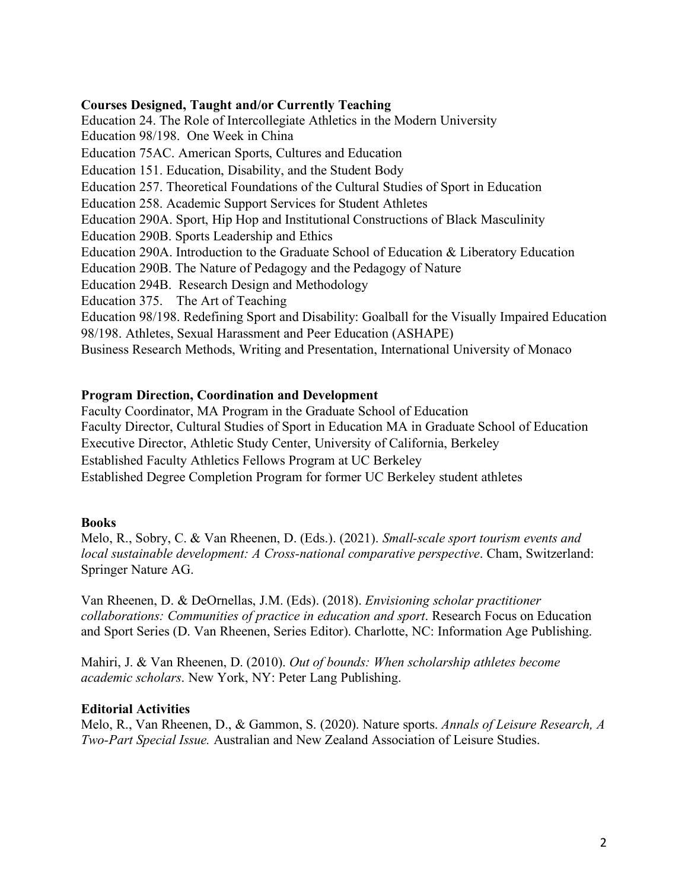**Courses Designed, Taught and/or Currently Teaching**

Education 24. The Role of Intercollegiate Athletics in the Modern University
Education 98/198. One Week in China
Education 75AC. American Sports, Cultures and Education
Education 151. Education, Disability, and the Student Body
Education 257. Theoretical Foundations of the Cultural Studies of Sport in Education
Education 258. Academic Support Services for Student Athletes
Education 290A. Sport, Hip Hop and Institutional Constructions of Black Masculinity
Education 290B. Sports Leadership and Ethics
Education 290A. Introduction to the Graduate School of Education & Liberatory Education
Education 290B. The Nature of Pedagogy and the Pedagogy of Nature
Education 294B. Research Design and Methodology
Education 375. The Art of Teaching
Education 98/198. Redefining Sport and Disability: Goalball for the Visually Impaired Education 98/198. Athletes, Sexual Harassment and Peer Education (ASHAPE)
Business Research Methods, Writing and Presentation, International University of Monaco

**Program Direction, Coordination and Development**

Faculty Coordinator, MA Program in the Graduate School of Education
Faculty Director, Cultural Studies of Sport in Education MA in Graduate School of Education
Executive Director, Athletic Study Center, University of California, Berkeley
Established Faculty Athletics Fellows Program at UC Berkeley
Established Degree Completion Program for former UC Berkeley student athletes

**Books**

Melo, R., Sobry, C. & Van Rheenen, D. (Eds.). (2021). *Small-scale sport tourism events and local sustainable development: A Cross-national comparative perspective*. Cham, Switzerland: Springer Nature AG.

Van Rheenen, D. & DeOrnellas, J.M. (Eds). (2018). *Envisioning scholar practitioner collaborations: Communities of practice in education and sport*. Research Focus on Education and Sport Series (D. Van Rheenen, Series Editor). Charlotte, NC: Information Age Publishing.

Mahiri, J. & Van Rheenen, D. (2010). *Out of bounds: When scholarship athletes become academic scholars*. New York, NY: Peter Lang Publishing.

**Editorial Activities**

Melo, R., Van Rheenen, D., & Gammon, S. (2020). Nature sports. *Annals of Leisure Research, A Two-Part Special Issue.* Australian and New Zealand Association of Leisure Studies.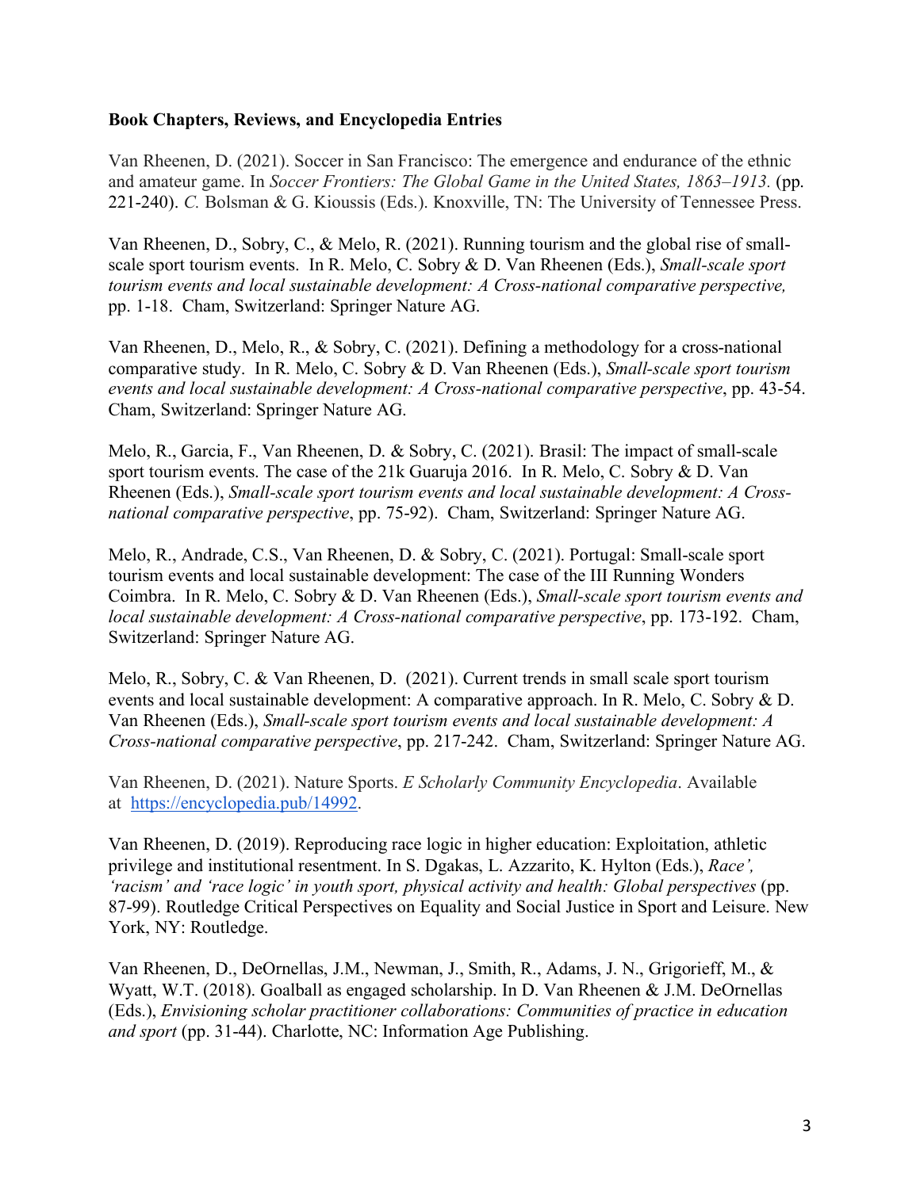**Book Chapters, Reviews, and Encyclopedia Entries**

Van Rheenen, D. (2021). Soccer in San Francisco: The emergence and endurance of the ethnic and amateur game. In *Soccer Frontiers: The Global Game in the United States, 1863–1913.* (pp. 221-240). *C.* Bolsman & G. Kioussis (Eds.). Knoxville, TN: The University of Tennessee Press.

Van Rheenen, D., Sobry, C., & Melo, R. (2021). Running tourism and the global rise of small-scale sport tourism events. In R. Melo, C. Sobry & D. Van Rheenen (Eds.), *Small-scale sport tourism events and local sustainable development: A Cross-national comparative perspective,* pp. 1-18. Cham, Switzerland: Springer Nature AG.

Van Rheenen, D., Melo, R., & Sobry, C. (2021). Defining a methodology for a cross-national comparative study. In R. Melo, C. Sobry & D. Van Rheenen (Eds.), *Small-scale sport tourism events and local sustainable development: A Cross-national comparative perspective*, pp. 43-54. Cham, Switzerland: Springer Nature AG.

Melo, R., Garcia, F., Van Rheenen, D. & Sobry, C. (2021). Brasil: The impact of small-scale sport tourism events. The case of the 21k Guaruja 2016. In R. Melo, C. Sobry & D. Van Rheenen (Eds.), *Small-scale sport tourism events and local sustainable development: A Cross-national comparative perspective*, pp. 75-92). Cham, Switzerland: Springer Nature AG.

Melo, R., Andrade, C.S., Van Rheenen, D. & Sobry, C. (2021). Portugal: Small-scale sport tourism events and local sustainable development: The case of the III Running Wonders Coimbra. In R. Melo, C. Sobry & D. Van Rheenen (Eds.), *Small-scale sport tourism events and local sustainable development: A Cross-national comparative perspective*, pp. 173-192. Cham, Switzerland: Springer Nature AG.

Melo, R., Sobry, C. & Van Rheenen, D. (2021). Current trends in small scale sport tourism events and local sustainable development: A comparative approach. In R. Melo, C. Sobry & D. Van Rheenen (Eds.), *Small-scale sport tourism events and local sustainable development: A Cross-national comparative perspective*, pp. 217-242. Cham, Switzerland: Springer Nature AG.

Van Rheenen, D. (2021). Nature Sports. *E Scholarly Community Encyclopedia*. Available at [https://encyclopedia.pub/14992](https://encyclopedia.pub/14992).

Van Rheenen, D. (2019). Reproducing race logic in higher education: Exploitation, athletic privilege and institutional resentment. In S. Dgakas, L. Azzarito, K. Hylton (Eds.), *Race', 'racism' and 'race logic' in youth sport, physical activity and health: Global perspectives* (pp. 87-99). Routledge Critical Perspectives on Equality and Social Justice in Sport and Leisure. New York, NY: Routledge.

Van Rheenen, D., DeOrnellas, J.M., Newman, J., Smith, R., Adams, J. N., Grigorieff, M., & Wyatt, W.T. (2018). Goalball as engaged scholarship. In D. Van Rheenen & J.M. DeOrnellas (Eds.), *Envisioning scholar practitioner collaborations: Communities of practice in education and sport* (pp. 31-44). Charlotte, NC: Information Age Publishing.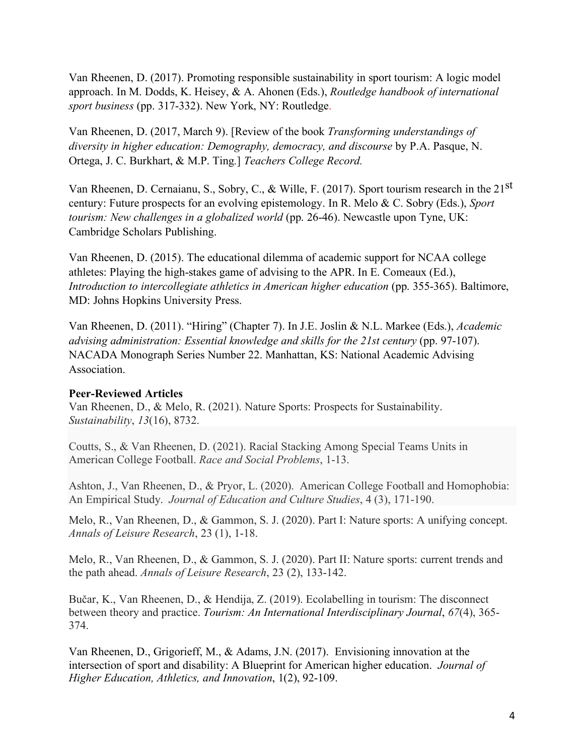Van Rheenen, D. (2017). Promoting responsible sustainability in sport tourism: A logic model approach. In M. Dodds, K. Heisey, & A. Ahonen (Eds.), *Routledge handbook of international sport business* (pp. 317-332). New York, NY: Routledge.

Van Rheenen, D. (2017, March 9). [Review of the book *Transforming understandings of diversity in higher education: Demography, democracy, and discourse* by P.A. Pasque, N. Ortega, J. C. Burkhart, & M.P. Ting.] *Teachers College Record.*

Van Rheenen, D. Cernaianu, S., Sobry, C., & Wille, F. (2017). Sport tourism research in the 21st century: Future prospects for an evolving epistemology. In R. Melo & C. Sobry (Eds.), *Sport tourism: New challenges in a globalized world* (pp. 26-46). Newcastle upon Tyne, UK: Cambridge Scholars Publishing.

Van Rheenen, D. (2015). The educational dilemma of academic support for NCAA college athletes: Playing the high-stakes game of advising to the APR. In E. Comeaux (Ed.), *Introduction to intercollegiate athletics in American higher education* (pp. 355-365). Baltimore, MD: Johns Hopkins University Press.

Van Rheenen, D. (2011). "Hiring" (Chapter 7). In J.E. Joslin & N.L. Markee (Eds.), *Academic advising administration: Essential knowledge and skills for the 21st century* (pp. 97-107). NACADA Monograph Series Number 22. Manhattan, KS: National Academic Advising Association.

**Peer-Reviewed Articles**

Van Rheenen, D., & Melo, R. (2021). Nature Sports: Prospects for Sustainability. *Sustainability*, *13*(16), 8732.

Coutts, S., & Van Rheenen, D. (2021). Racial Stacking Among Special Teams Units in American College Football. *Race and Social Problems*, 1-13.

Ashton, J., Van Rheenen, D., & Pryor, L. (2020). American College Football and Homophobia: An Empirical Study. *Journal of Education and Culture Studies*, 4 (3), 171-190.

Melo, R., Van Rheenen, D., & Gammon, S. J. (2020). Part I: Nature sports: A unifying concept. *Annals of Leisure Research*, 23 (1), 1-18.

Melo, R., Van Rheenen, D., & Gammon, S. J. (2020). Part II: Nature sports: current trends and the path ahead. *Annals of Leisure Research*, 23 (2), 133-142.

Bučar, K., Van Rheenen, D., & Hendija, Z. (2019). Ecolabelling in tourism: The disconnect between theory and practice. *Tourism: An International Interdisciplinary Journal*, *67*(4), 365-374.

Van Rheenen, D., Grigorieff, M., & Adams, J.N. (2017). Envisioning innovation at the intersection of sport and disability: A Blueprint for American higher education. *Journal of Higher Education, Athletics, and Innovation*, 1(2), 92-109.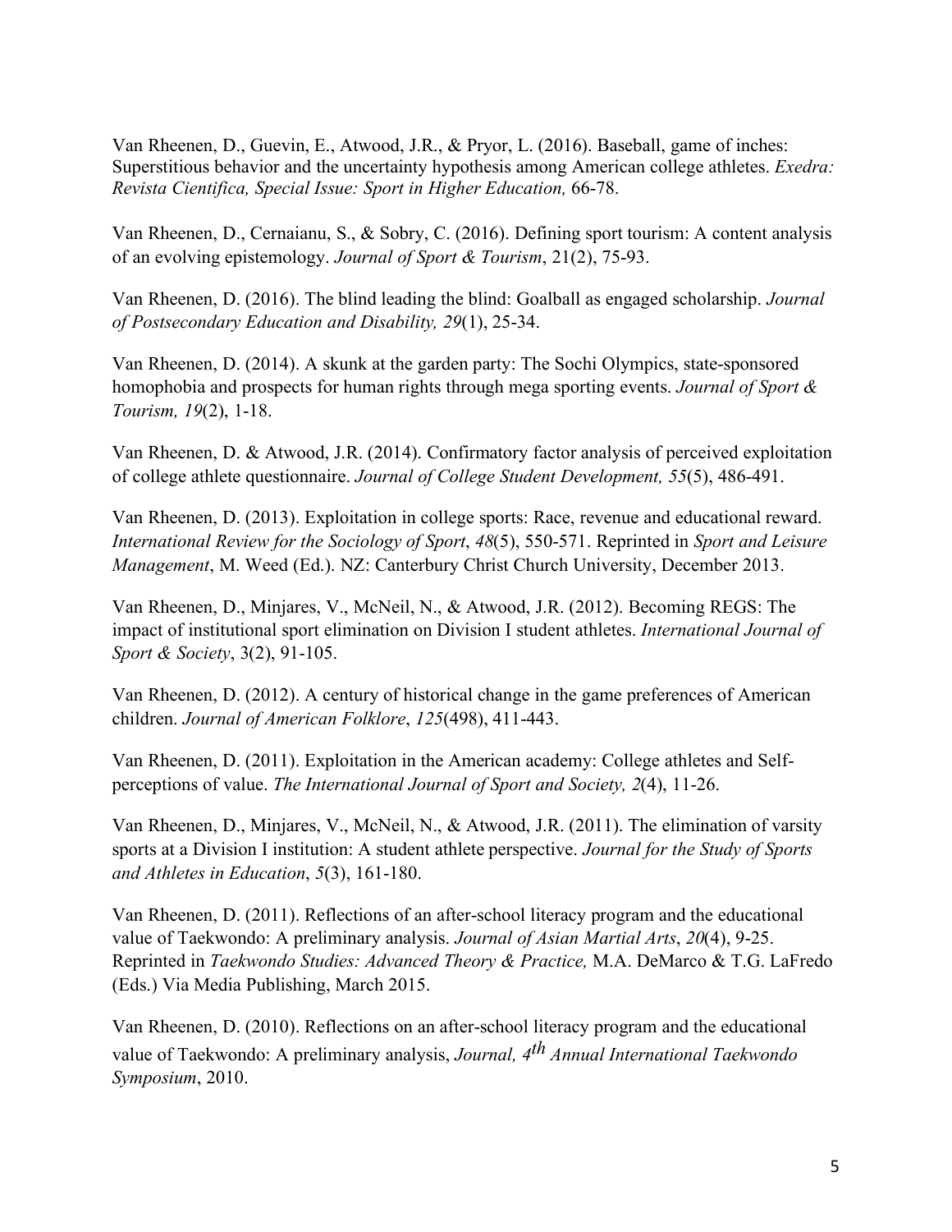Van Rheenen, D., Guevin, E., Atwood, J.R., & Pryor, L. (2016). Baseball, game of inches: Superstitious behavior and the uncertainty hypothesis among American college athletes. *Exedra: Revista Cientifica, Special Issue: Sport in Higher Education,* 66-78.

Van Rheenen, D., Cernaianu, S., & Sobry, C. (2016). Defining sport tourism: A content analysis of an evolving epistemology. *Journal of Sport & Tourism*, 21(2), 75-93.

Van Rheenen, D. (2016). The blind leading the blind: Goalball as engaged scholarship. *Journal of Postsecondary Education and Disability, 29*(1), 25-34.

Van Rheenen, D. (2014). A skunk at the garden party: The Sochi Olympics, state-sponsored homophobia and prospects for human rights through mega sporting events. *Journal of Sport & Tourism, 19*(2), 1-18.

Van Rheenen, D. & Atwood, J.R. (2014). Confirmatory factor analysis of perceived exploitation of college athlete questionnaire. *Journal of College Student Development, 55*(5), 486-491.

Van Rheenen, D. (2013). Exploitation in college sports: Race, revenue and educational reward. *International Review for the Sociology of Sport*, *48*(5), 550-571. Reprinted in *Sport and Leisure Management*, M. Weed (Ed.). NZ: Canterbury Christ Church University, December 2013.

Van Rheenen, D., Minjares, V., McNeil, N., & Atwood, J.R. (2012). Becoming REGS: The impact of institutional sport elimination on Division I student athletes. *International Journal of Sport & Society*, 3(2), 91-105.

Van Rheenen, D. (2012). A century of historical change in the game preferences of American children. *Journal of American Folklore*, *125*(498), 411-443.

Van Rheenen, D. (2011). Exploitation in the American academy: College athletes and Self-perceptions of value. *The International Journal of Sport and Society, 2*(4), 11-26.

Van Rheenen, D., Minjares, V., McNeil, N., & Atwood, J.R. (2011). The elimination of varsity sports at a Division I institution: A student athlete perspective. *Journal for the Study of Sports and Athletes in Education*, *5*(3), 161-180.

Van Rheenen, D. (2011). Reflections of an after-school literacy program and the educational value of Taekwondo: A preliminary analysis. *Journal of Asian Martial Arts*, *20*(4), 9-25. Reprinted in *Taekwondo Studies: Advanced Theory & Practice,* M.A. DeMarco & T.G. LaFredo (Eds.) Via Media Publishing, March 2015.

Van Rheenen, D. (2010). Reflections on an after-school literacy program and the educational value of Taekwondo: A preliminary analysis, *Journal, 4th Annual International Taekwondo Symposium*, 2010.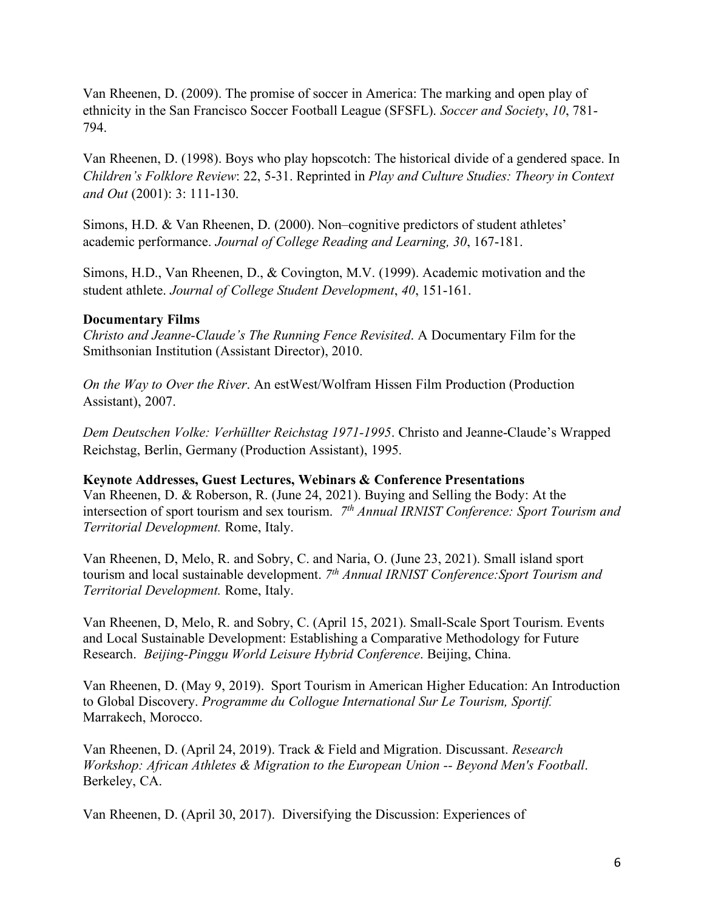Van Rheenen, D. (2009). The promise of soccer in America: The marking and open play of ethnicity in the San Francisco Soccer Football League (SFSFL). *Soccer and Society*, *10*, 781-794.

Van Rheenen, D. (1998). Boys who play hopscotch: The historical divide of a gendered space. In *Children's Folklore Review*: 22, 5-31. Reprinted in *Play and Culture Studies: Theory in Context and Out* (2001): 3: 111-130.

Simons, H.D. & Van Rheenen, D. (2000). Non–cognitive predictors of student athletes' academic performance. *Journal of College Reading and Learning, 30*, 167-181.

Simons, H.D., Van Rheenen, D., & Covington, M.V. (1999). Academic motivation and the student athlete. *Journal of College Student Development*, *40*, 151-161.

**Documentary Films**

*Christo and Jeanne-Claude's The Running Fence Revisited*. A Documentary Film for the Smithsonian Institution (Assistant Director), 2010.

*On the Way to Over the River*. An estWest/Wolfram Hissen Film Production (Production Assistant), 2007.

*Dem Deutschen Volke: Verhüllter Reichstag 1971-1995*. Christo and Jeanne-Claude's Wrapped Reichstag, Berlin, Germany (Production Assistant), 1995.

**Keynote Addresses, Guest Lectures, Webinars & Conference Presentations**

Van Rheenen, D. & Roberson, R. (June 24, 2021). Buying and Selling the Body: At the intersection of sport tourism and sex tourism. *7th Annual IRNIST Conference: Sport Tourism and Territorial Development.* Rome, Italy.

Van Rheenen, D, Melo, R. and Sobry, C. and Naria, O. (June 23, 2021). Small island sport tourism and local sustainable development. *7th Annual IRNIST Conference:Sport Tourism and Territorial Development.* Rome, Italy.

Van Rheenen, D, Melo, R. and Sobry, C. (April 15, 2021). Small-Scale Sport Tourism. Events and Local Sustainable Development: Establishing a Comparative Methodology for Future Research. *Beijing-Pinggu World Leisure Hybrid Conference*. Beijing, China.

Van Rheenen, D. (May 9, 2019). Sport Tourism in American Higher Education: An Introduction to Global Discovery. *Programme du Collogue International Sur Le Tourism, Sportif.* Marrakech, Morocco.

Van Rheenen, D. (April 24, 2019). Track & Field and Migration. Discussant. *Research Workshop: African Athletes & Migration to the European Union -- Beyond Men's Football*. Berkeley, CA.

Van Rheenen, D. (April 30, 2017). Diversifying the Discussion: Experiences of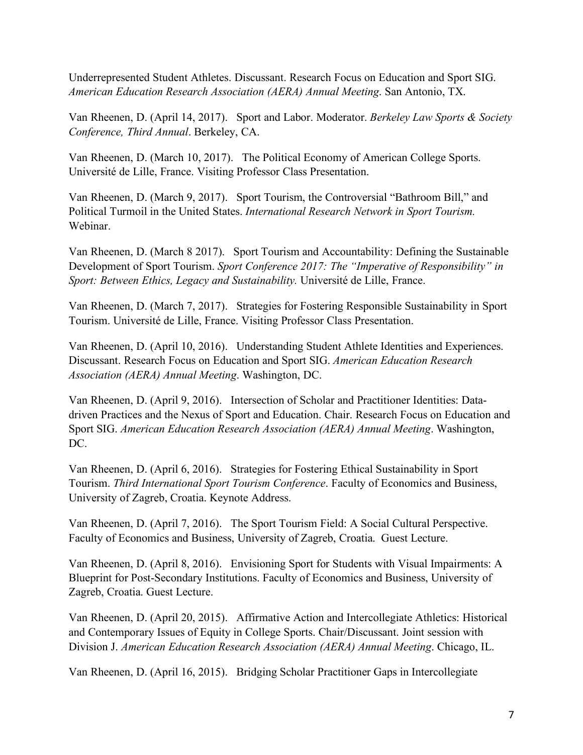Underrepresented Student Athletes. Discussant. Research Focus on Education and Sport SIG. *American Education Research Association (AERA) Annual Meeting*. San Antonio, TX.

Van Rheenen, D. (April 14, 2017). Sport and Labor. Moderator. *Berkeley Law Sports & Society Conference, Third Annual*. Berkeley, CA.

Van Rheenen, D. (March 10, 2017). The Political Economy of American College Sports. Université de Lille, France. Visiting Professor Class Presentation.

Van Rheenen, D. (March 9, 2017). Sport Tourism, the Controversial "Bathroom Bill," and Political Turmoil in the United States. *International Research Network in Sport Tourism.* Webinar.

Van Rheenen, D. (March 8 2017). Sport Tourism and Accountability: Defining the Sustainable Development of Sport Tourism. *Sport Conference 2017: The "Imperative of Responsibility" in Sport: Between Ethics, Legacy and Sustainability.* Université de Lille, France.

Van Rheenen, D. (March 7, 2017). Strategies for Fostering Responsible Sustainability in Sport Tourism. Université de Lille, France. Visiting Professor Class Presentation.

Van Rheenen, D. (April 10, 2016). Understanding Student Athlete Identities and Experiences. Discussant. Research Focus on Education and Sport SIG. *American Education Research Association (AERA) Annual Meeting*. Washington, DC.

Van Rheenen, D. (April 9, 2016). Intersection of Scholar and Practitioner Identities: Data-driven Practices and the Nexus of Sport and Education. Chair. Research Focus on Education and Sport SIG. *American Education Research Association (AERA) Annual Meeting*. Washington, DC.

Van Rheenen, D. (April 6, 2016). Strategies for Fostering Ethical Sustainability in Sport Tourism. *Third International Sport Tourism Conference*. Faculty of Economics and Business, University of Zagreb, Croatia. Keynote Address.

Van Rheenen, D. (April 7, 2016). The Sport Tourism Field: A Social Cultural Perspective. Faculty of Economics and Business, University of Zagreb, Croatia. Guest Lecture.

Van Rheenen, D. (April 8, 2016). Envisioning Sport for Students with Visual Impairments: A Blueprint for Post-Secondary Institutions. Faculty of Economics and Business, University of Zagreb, Croatia. Guest Lecture.

Van Rheenen, D. (April 20, 2015). Affirmative Action and Intercollegiate Athletics: Historical and Contemporary Issues of Equity in College Sports. Chair/Discussant. Joint session with Division J. *American Education Research Association (AERA) Annual Meeting*. Chicago, IL.

Van Rheenen, D. (April 16, 2015). Bridging Scholar Practitioner Gaps in Intercollegiate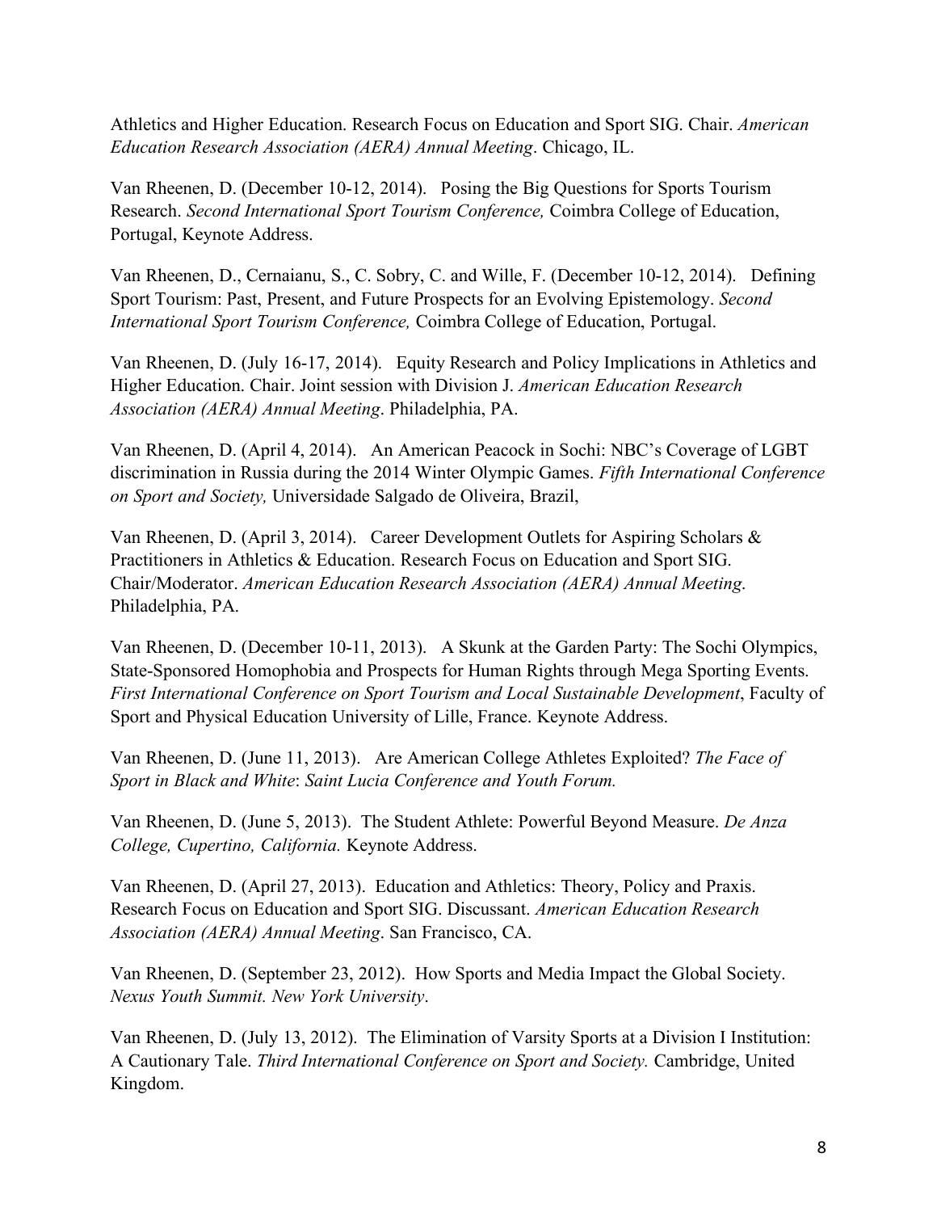Athletics and Higher Education. Research Focus on Education and Sport SIG. Chair. *American Education Research Association (AERA) Annual Meeting*. Chicago, IL.

Van Rheenen, D. (December 10-12, 2014). Posing the Big Questions for Sports Tourism Research. *Second International Sport Tourism Conference,* Coimbra College of Education, Portugal, Keynote Address.

Van Rheenen, D., Cernaianu, S., C. Sobry, C. and Wille, F. (December 10-12, 2014). Defining Sport Tourism: Past, Present, and Future Prospects for an Evolving Epistemology. *Second International Sport Tourism Conference,* Coimbra College of Education, Portugal.

Van Rheenen, D. (July 16-17, 2014). Equity Research and Policy Implications in Athletics and Higher Education. Chair. Joint session with Division J. *American Education Research Association (AERA) Annual Meeting*. Philadelphia, PA.

Van Rheenen, D. (April 4, 2014). An American Peacock in Sochi: NBC's Coverage of LGBT discrimination in Russia during the 2014 Winter Olympic Games. *Fifth International Conference on Sport and Society,* Universidade Salgado de Oliveira, Brazil,

Van Rheenen, D. (April 3, 2014). Career Development Outlets for Aspiring Scholars & Practitioners in Athletics & Education. Research Focus on Education and Sport SIG. Chair/Moderator. *American Education Research Association (AERA) Annual Meeting.* Philadelphia, PA.

Van Rheenen, D. (December 10-11, 2013). A Skunk at the Garden Party: The Sochi Olympics, State-Sponsored Homophobia and Prospects for Human Rights through Mega Sporting Events. *First International Conference on Sport Tourism and Local Sustainable Development*, Faculty of Sport and Physical Education University of Lille, France. Keynote Address.

Van Rheenen, D. (June 11, 2013). Are American College Athletes Exploited? *The Face of Sport in Black and White*: *Saint Lucia Conference and Youth Forum.*

Van Rheenen, D. (June 5, 2013). The Student Athlete: Powerful Beyond Measure. *De Anza College, Cupertino, California.* Keynote Address.

Van Rheenen, D. (April 27, 2013). Education and Athletics: Theory, Policy and Praxis. Research Focus on Education and Sport SIG. Discussant. *American Education Research Association (AERA) Annual Meeting*. San Francisco, CA.

Van Rheenen, D. (September 23, 2012). How Sports and Media Impact the Global Society. *Nexus Youth Summit. New York University*.

Van Rheenen, D. (July 13, 2012). The Elimination of Varsity Sports at a Division I Institution: A Cautionary Tale. *Third International Conference on Sport and Society.* Cambridge, United Kingdom.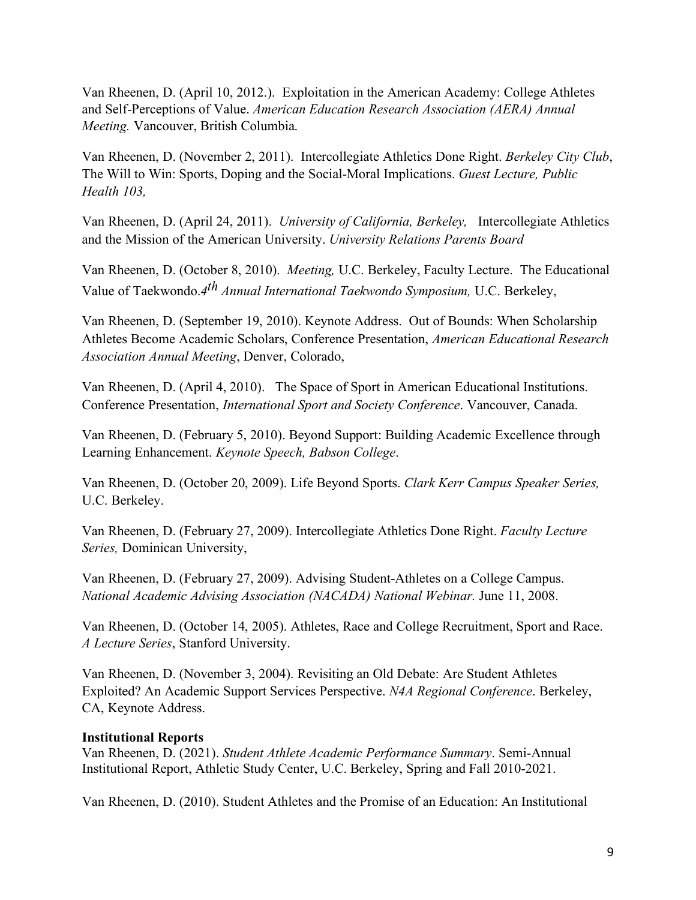Van Rheenen, D. (April 10, 2012.). Exploitation in the American Academy: College Athletes and Self-Perceptions of Value. *American Education Research Association (AERA) Annual Meeting.* Vancouver, British Columbia.

Van Rheenen, D. (November 2, 2011). Intercollegiate Athletics Done Right. *Berkeley City Club*, The Will to Win: Sports, Doping and the Social-Moral Implications. *Guest Lecture, Public Health 103,*

Van Rheenen, D. (April 24, 2011). *University of California, Berkeley,* Intercollegiate Athletics and the Mission of the American University. *University Relations Parents Board*

Van Rheenen, D. (October 8, 2010). *Meeting,* U.C. Berkeley, Faculty Lecture. The Educational Value of Taekwondo.*4th Annual International Taekwondo Symposium,* U.C. Berkeley,

Van Rheenen, D. (September 19, 2010). Keynote Address. Out of Bounds: When Scholarship Athletes Become Academic Scholars, Conference Presentation, *American Educational Research Association Annual Meeting*, Denver, Colorado,

Van Rheenen, D. (April 4, 2010). The Space of Sport in American Educational Institutions. Conference Presentation, *International Sport and Society Conference*. Vancouver, Canada.

Van Rheenen, D. (February 5, 2010). Beyond Support: Building Academic Excellence through Learning Enhancement. *Keynote Speech, Babson College*.

Van Rheenen, D. (October 20, 2009). Life Beyond Sports. *Clark Kerr Campus Speaker Series,* U.C. Berkeley.

Van Rheenen, D. (February 27, 2009). Intercollegiate Athletics Done Right. *Faculty Lecture Series,* Dominican University,

Van Rheenen, D. (February 27, 2009). Advising Student-Athletes on a College Campus. *National Academic Advising Association (NACADA) National Webinar.* June 11, 2008.

Van Rheenen, D. (October 14, 2005). Athletes, Race and College Recruitment, Sport and Race. *A Lecture Series*, Stanford University.

Van Rheenen, D. (November 3, 2004). Revisiting an Old Debate: Are Student Athletes Exploited? An Academic Support Services Perspective. *N4A Regional Conference*. Berkeley, CA, Keynote Address.

**Institutional Reports**

Van Rheenen, D. (2021). *Student Athlete Academic Performance Summary*. Semi-Annual Institutional Report, Athletic Study Center, U.C. Berkeley, Spring and Fall 2010-2021.

Van Rheenen, D. (2010). Student Athletes and the Promise of an Education: An Institutional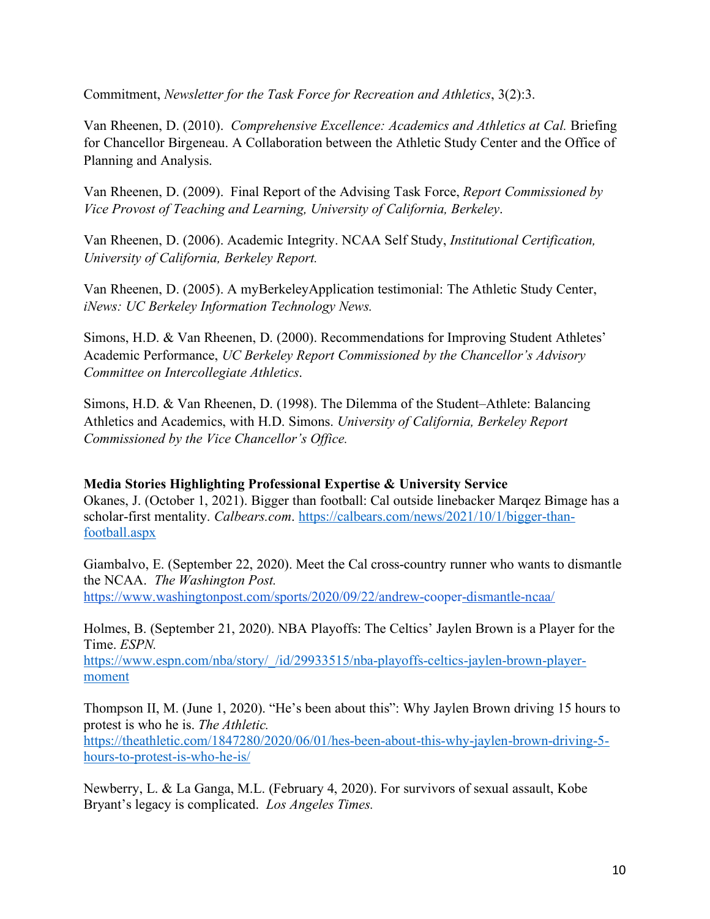Commitment, *Newsletter for the Task Force for Recreation and Athletics*, 3(2):3.

Van Rheenen, D. (2010). *Comprehensive Excellence: Academics and Athletics at Cal.* Briefing for Chancellor Birgeneau. A Collaboration between the Athletic Study Center and the Office of Planning and Analysis.

Van Rheenen, D. (2009). Final Report of the Advising Task Force, *Report Commissioned by Vice Provost of Teaching and Learning, University of California, Berkeley*.

Van Rheenen, D. (2006). Academic Integrity. NCAA Self Study, *Institutional Certification, University of California, Berkeley Report.*

Van Rheenen, D. (2005). A myBerkeleyApplication testimonial: The Athletic Study Center, *iNews: UC Berkeley Information Technology News.*

Simons, H.D. & Van Rheenen, D. (2000). Recommendations for Improving Student Athletes' Academic Performance, *UC Berkeley Report Commissioned by the Chancellor's Advisory Committee on Intercollegiate Athletics*.

Simons, H.D. & Van Rheenen, D. (1998). The Dilemma of the Student–Athlete: Balancing Athletics and Academics, with H.D. Simons. *University of California, Berkeley Report Commissioned by the Vice Chancellor's Office.*

**Media Stories Highlighting Professional Expertise & University Service**

Okanes, J. (October 1, 2021). Bigger than football: Cal outside linebacker Marqez Bimage has a scholar-first mentality. *Calbears.com*. https://calbears.com/news/2021/10/1/bigger-than-football.aspx

Giambalvo, E. (September 22, 2020). Meet the Cal cross-country runner who wants to dismantle the NCAA. *The Washington Post.* https://www.washingtonpost.com/sports/2020/09/22/andrew-cooper-dismantle-ncaa/

Holmes, B. (September 21, 2020). NBA Playoffs: The Celtics' Jaylen Brown is a Player for the Time. *ESPN.* https://www.espn.com/nba/story/_/id/29933515/nba-playoffs-celtics-jaylen-brown-player-moment

Thompson II, M. (June 1, 2020). "He's been about this": Why Jaylen Brown driving 15 hours to protest is who he is. *The Athletic.* https://theathletic.com/1847280/2020/06/01/hes-been-about-this-why-jaylen-brown-driving-5-hours-to-protest-is-who-he-is/

Newberry, L. & La Ganga, M.L. (February 4, 2020). For survivors of sexual assault, Kobe Bryant's legacy is complicated. *Los Angeles Times.*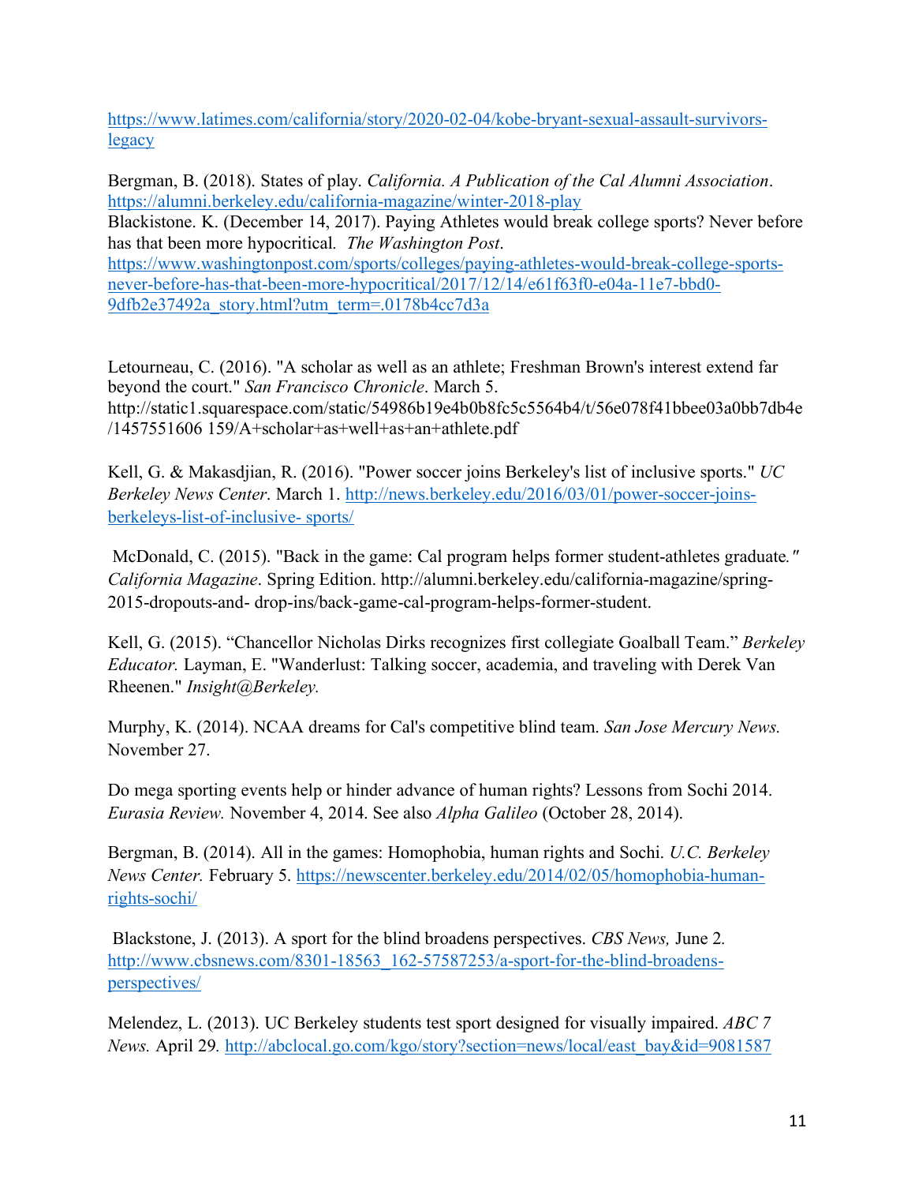https://www.latimes.com/california/story/2020-02-04/kobe-bryant-sexual-assault-survivors-legacy

Bergman, B. (2018). States of play. *California. A Publication of the Cal Alumni Association*. https://alumni.berkeley.edu/california-magazine/winter-2018-play
Blackistone. K. (December 14, 2017). Paying Athletes would break college sports? Never before has that been more hypocritical. *The Washington Post*. https://www.washingtonpost.com/sports/colleges/paying-athletes-would-break-college-sports-never-before-has-that-been-more-hypocritical/2017/12/14/e61f63f0-e04a-11e7-bbd0-9dfb2e37492a_story.html?utm_term=.0178b4cc7d3a

Letourneau, C. (2016). "A scholar as well as an athlete; Freshman Brown's interest extend far beyond the court." *San Francisco Chronicle*. March 5. http://static1.squarespace.com/static/54986b19e4b0b8fc5c5564b4/t/56e078f41bbee03a0bb7db4e/1457551606 159/A+scholar+as+well+as+an+athlete.pdf

Kell, G. & Makasdjian, R. (2016). "Power soccer joins Berkeley's list of inclusive sports." *UC Berkeley News Center*. March 1. http://news.berkeley.edu/2016/03/01/power-soccer-joins-berkeleys-list-of-inclusive- sports/

McDonald, C. (2015). "Back in the game: Cal program helps former student-athletes graduate." *California Magazine*. Spring Edition. http://alumni.berkeley.edu/california-magazine/spring-2015-dropouts-and- drop-ins/back-game-cal-program-helps-former-student.

Kell, G. (2015). "Chancellor Nicholas Dirks recognizes first collegiate Goalball Team." *Berkeley Educator.* Layman, E. "Wanderlust: Talking soccer, academia, and traveling with Derek Van Rheenen." *Insight@Berkeley.*

Murphy, K. (2014). NCAA dreams for Cal's competitive blind team. *San Jose Mercury News.* November 27.

Do mega sporting events help or hinder advance of human rights? Lessons from Sochi 2014. *Eurasia Review.* November 4, 2014. See also *Alpha Galileo* (October 28, 2014).

Bergman, B. (2014). All in the games: Homophobia, human rights and Sochi. *U.C. Berkeley News Center.* February 5. https://newscenter.berkeley.edu/2014/02/05/homophobia-human-rights-sochi/

Blackstone, J. (2013). A sport for the blind broadens perspectives. *CBS News,* June 2. http://www.cbsnews.com/8301-18563_162-57587253/a-sport-for-the-blind-broadens-perspectives/

Melendez, L. (2013). UC Berkeley students test sport designed for visually impaired. *ABC 7 News.* April 29. http://abclocal.go.com/kgo/story?section=news/local/east_bay&id=9081587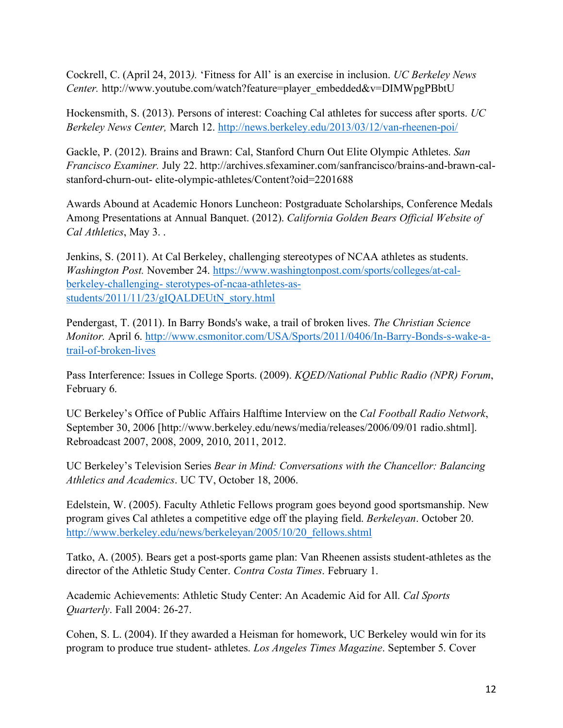Cockrell, C. (April 24, 2013*).* ‘Fitness for All’ is an exercise in inclusion. *UC Berkeley News Center.* http://www.youtube.com/watch?feature=player_embedded&v=DIMWpgPBbtU

Hockensmith, S. (2013). Persons of interest: Coaching Cal athletes for success after sports. *UC Berkeley News Center,* March 12. http://news.berkeley.edu/2013/03/12/van-rheenen-poi/

Gackle, P. (2012). Brains and Brawn: Cal, Stanford Churn Out Elite Olympic Athletes. *San Francisco Examiner.* July 22. http://archives.sfexaminer.com/sanfrancisco/brains-and-brawn-cal-stanford-churn-out- elite-olympic-athletes/Content?oid=2201688

Awards Abound at Academic Honors Luncheon: Postgraduate Scholarships, Conference Medals Among Presentations at Annual Banquet. (2012). *California Golden Bears Official Website of Cal Athletics*, May 3. .

Jenkins, S. (2011). At Cal Berkeley, challenging stereotypes of NCAA athletes as students. *Washington Post.* November 24. https://www.washingtonpost.com/sports/colleges/at-cal-berkeley-challenging- sterotypes-of-ncaa-athletes-as-students/2011/11/23/gIQALDEUtN_story.html

Pendergast, T. (2011). In Barry Bonds's wake, a trail of broken lives. *The Christian Science Monitor.* April 6. http://www.csmonitor.com/USA/Sports/2011/0406/In-Barry-Bonds-s-wake-a-trail-of-broken-lives

Pass Interference: Issues in College Sports. (2009). *KQED/National Public Radio (NPR) Forum*, February 6.

UC Berkeley’s Office of Public Affairs Halftime Interview on the *Cal Football Radio Network*, September 30, 2006 [http://www.berkeley.edu/news/media/releases/2006/09/01 radio.shtml]. Rebroadcast 2007, 2008, 2009, 2010, 2011, 2012.

UC Berkeley’s Television Series *Bear in Mind: Conversations with the Chancellor: Balancing Athletics and Academics*. UC TV, October 18, 2006.

Edelstein, W. (2005). Faculty Athletic Fellows program goes beyond good sportsmanship. New program gives Cal athletes a competitive edge off the playing field. *Berkeleyan*. October 20. http://www.berkeley.edu/news/berkeleyan/2005/10/20_fellows.shtml

Tatko, A. (2005). Bears get a post-sports game plan: Van Rheenen assists student-athletes as the director of the Athletic Study Center. *Contra Costa Times*. February 1.

Academic Achievements: Athletic Study Center: An Academic Aid for All. *Cal Sports Quarterly*. Fall 2004: 26-27.

Cohen, S. L. (2004). If they awarded a Heisman for homework, UC Berkeley would win for its program to produce true student- athletes. *Los Angeles Times Magazine*. September 5. Cover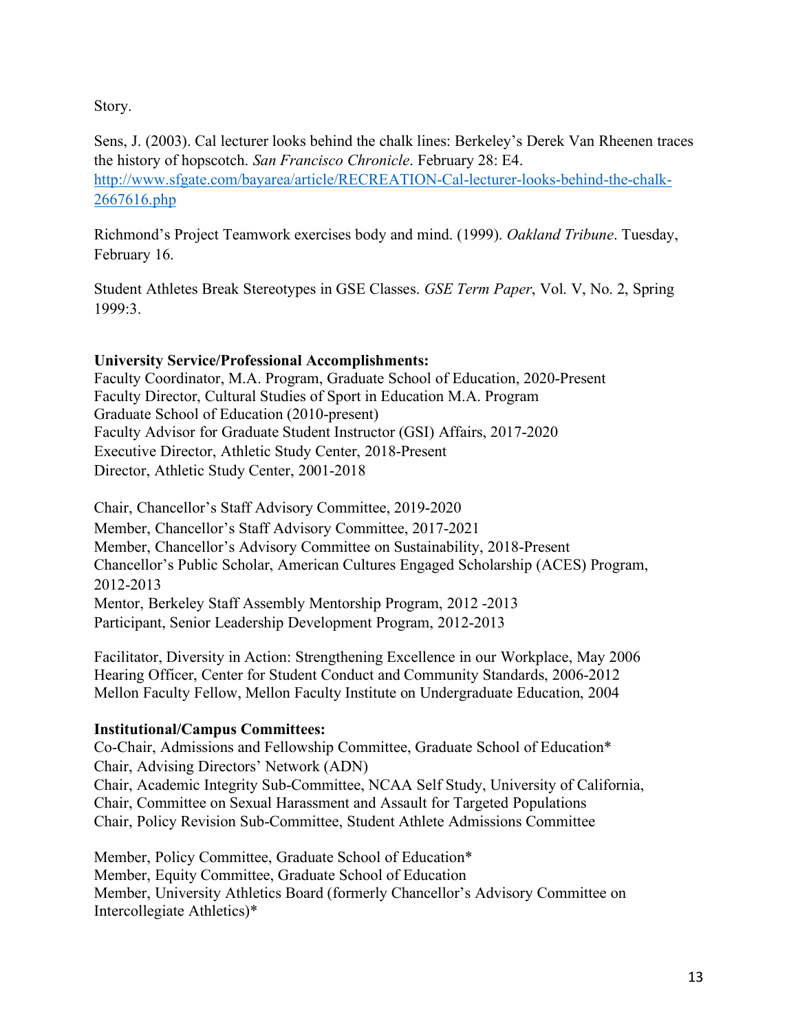Story.

Sens, J. (2003). Cal lecturer looks behind the chalk lines: Berkeley's Derek Van Rheenen traces the history of hopscotch. *San Francisco Chronicle*. February 28: E4. [http://www.sfgate.com/bayarea/article/RECREATION-Cal-lecturer-looks-behind-the-chalk-2667616.php](http://www.sfgate.com/bayarea/article/RECREATION-Cal-lecturer-looks-behind-the-chalk-2667616.php)

Richmond's Project Teamwork exercises body and mind. (1999). *Oakland Tribune*. Tuesday, February 16.

Student Athletes Break Stereotypes in GSE Classes. *GSE Term Paper*, Vol. V, No. 2, Spring 1999:3.

**University Service/Professional Accomplishments:**

Faculty Coordinator, M.A. Program, Graduate School of Education, 2020-Present
Faculty Director, Cultural Studies of Sport in Education M.A. Program
Graduate School of Education (2010-present)
Faculty Advisor for Graduate Student Instructor (GSI) Affairs, 2017-2020
Executive Director, Athletic Study Center, 2018-Present
Director, Athletic Study Center, 2001-2018

Chair, Chancellor's Staff Advisory Committee, 2019-2020
Member, Chancellor's Staff Advisory Committee, 2017-2021
Member, Chancellor's Advisory Committee on Sustainability, 2018-Present
Chancellor's Public Scholar, American Cultures Engaged Scholarship (ACES) Program, 2012-2013
Mentor, Berkeley Staff Assembly Mentorship Program, 2012 -2013
Participant, Senior Leadership Development Program, 2012-2013

Facilitator, Diversity in Action: Strengthening Excellence in our Workplace, May 2006
Hearing Officer, Center for Student Conduct and Community Standards, 2006-2012
Mellon Faculty Fellow, Mellon Faculty Institute on Undergraduate Education, 2004

**Institutional/Campus Committees:**

Co-Chair, Admissions and Fellowship Committee, Graduate School of Education*
Chair, Advising Directors' Network (ADN)
Chair, Academic Integrity Sub-Committee, NCAA Self Study, University of California,
Chair, Committee on Sexual Harassment and Assault for Targeted Populations
Chair, Policy Revision Sub-Committee, Student Athlete Admissions Committee

Member, Policy Committee, Graduate School of Education*
Member, Equity Committee, Graduate School of Education
Member, University Athletics Board (formerly Chancellor's Advisory Committee on Intercollegiate Athletics)*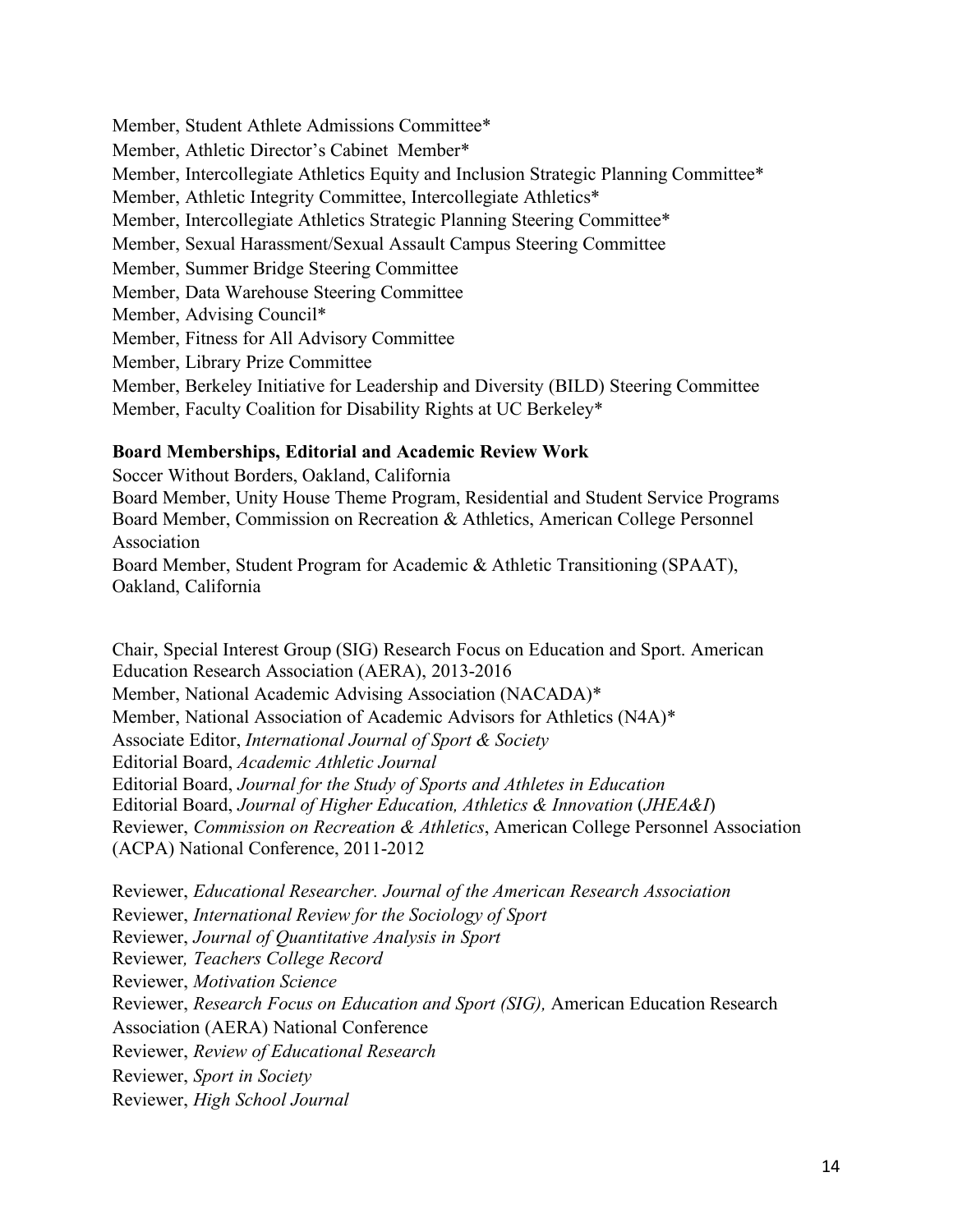Member, Student Athlete Admissions Committee*
Member, Athletic Director's Cabinet Member*
Member, Intercollegiate Athletics Equity and Inclusion Strategic Planning Committee*
Member, Athletic Integrity Committee, Intercollegiate Athletics*
Member, Intercollegiate Athletics Strategic Planning Steering Committee*
Member, Sexual Harassment/Sexual Assault Campus Steering Committee
Member, Summer Bridge Steering Committee
Member, Data Warehouse Steering Committee
Member, Advising Council*
Member, Fitness for All Advisory Committee
Member, Library Prize Committee
Member, Berkeley Initiative for Leadership and Diversity (BILD) Steering Committee
Member, Faculty Coalition for Disability Rights at UC Berkeley*

**Board Memberships, Editorial and Academic Review Work**

Soccer Without Borders, Oakland, California
Board Member, Unity House Theme Program, Residential and Student Service Programs
Board Member, Commission on Recreation & Athletics, American College Personnel Association
Board Member, Student Program for Academic & Athletic Transitioning (SPAAT), Oakland, California

Chair, Special Interest Group (SIG) Research Focus on Education and Sport. American Education Research Association (AERA), 2013-2016
Member, National Academic Advising Association (NACADA)*
Member, National Association of Academic Advisors for Athletics (N4A)*
Associate Editor, *International Journal of Sport & Society*
Editorial Board, *Academic Athletic Journal*
Editorial Board, *Journal for the Study of Sports and Athletes in Education*
Editorial Board, *Journal of Higher Education, Athletics & Innovation* (*JHEA&I*)
Reviewer, *Commission on Recreation & Athletics*, American College Personnel Association (ACPA) National Conference, 2011-2012

Reviewer, *Educational Researcher. Journal of the American Research Association*
Reviewer, *International Review for the Sociology of Sport*
Reviewer, *Journal of Quantitative Analysis in Sport*
Reviewer*, Teachers College Record*
Reviewer, *Motivation Science*
Reviewer, *Research Focus on Education and Sport (SIG),* American Education Research Association (AERA) National Conference
Reviewer, *Review of Educational Research*
Reviewer, *Sport in Society*
Reviewer, *High School Journal*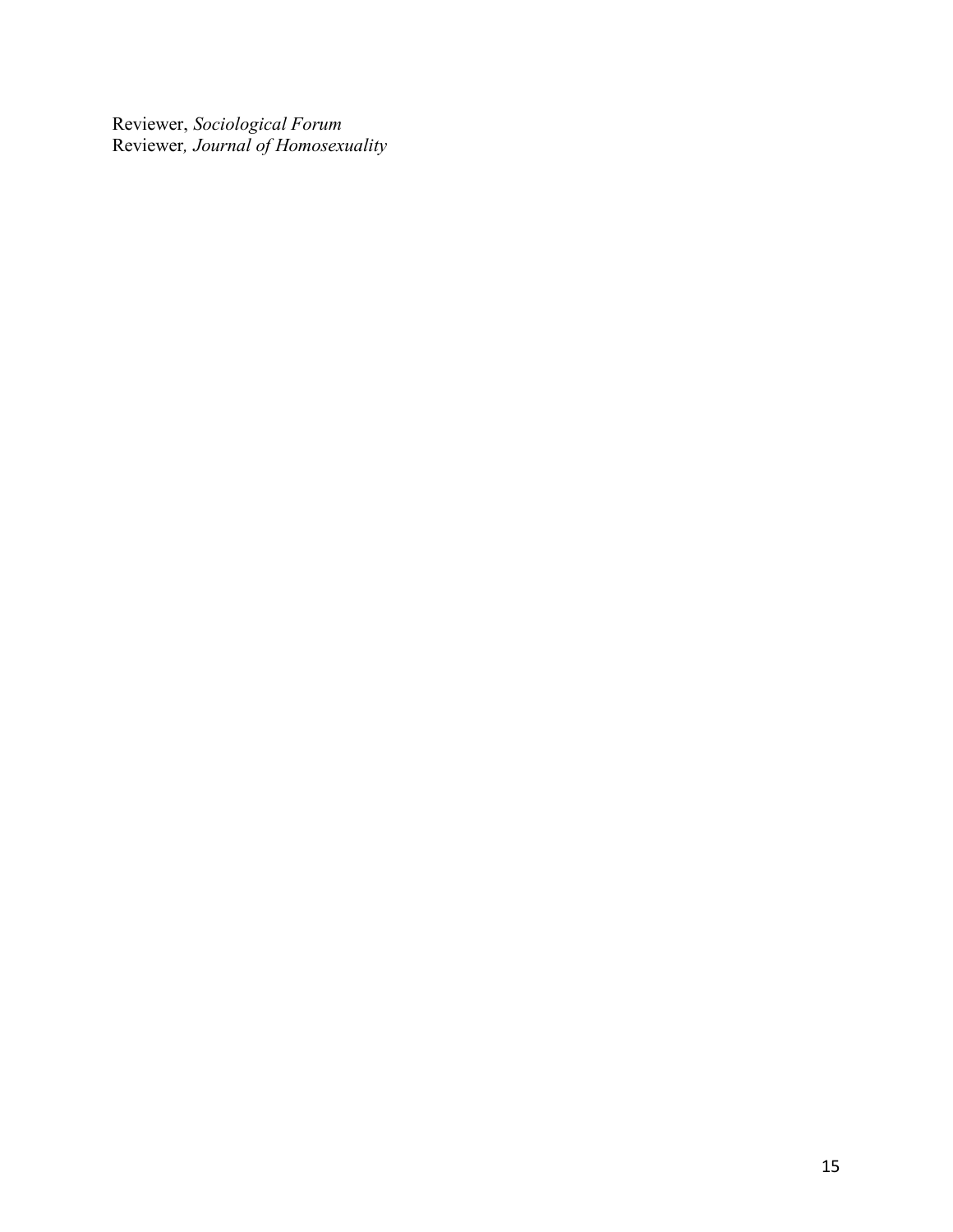Reviewer, *Sociological Forum*
Reviewer*, Journal of Homosexuality*